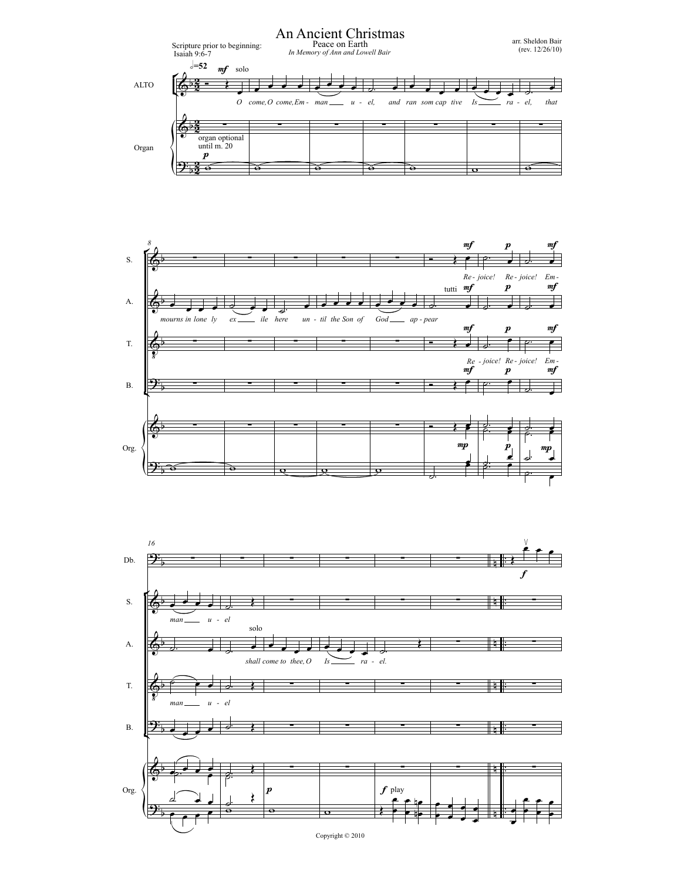# An Ancient Christmas

## Peace on Earth

*In Memory of Ann and Lowell Bair*

arr. Sheldon Bair
(rev. 12/26/10)

Scripture prior to beginning:
Isaiah 9:6-7

𝅗𝅥=52

ALTO: *mf* solo

*O come, O come, Em - man - u - el, and ran som cap tive Is - ra - el, that*

Organ: organ optional until m. 20 — *p*

8

S.: *mf* *Re - joice!* *p* *Re - joice!* *mf* *Em -*

A.: *mourns in lone ly ex - ile here un - til the Son of God ap - pear* — tutti *mf* *p* *mf*

T.: *mf* *Re - joice!* *p* *Re - joice!* *mf* *Em -*

B.: *mf* *p* *mf*

Org.: *mp* *p* *mp*

16

Db.: *f*

S.: *man - u - el*

A.: *shall come to thee, O Is - ra - el.* — solo

T.: *man - u - el*

Org.: *p* — *f* play

Copyright © 2010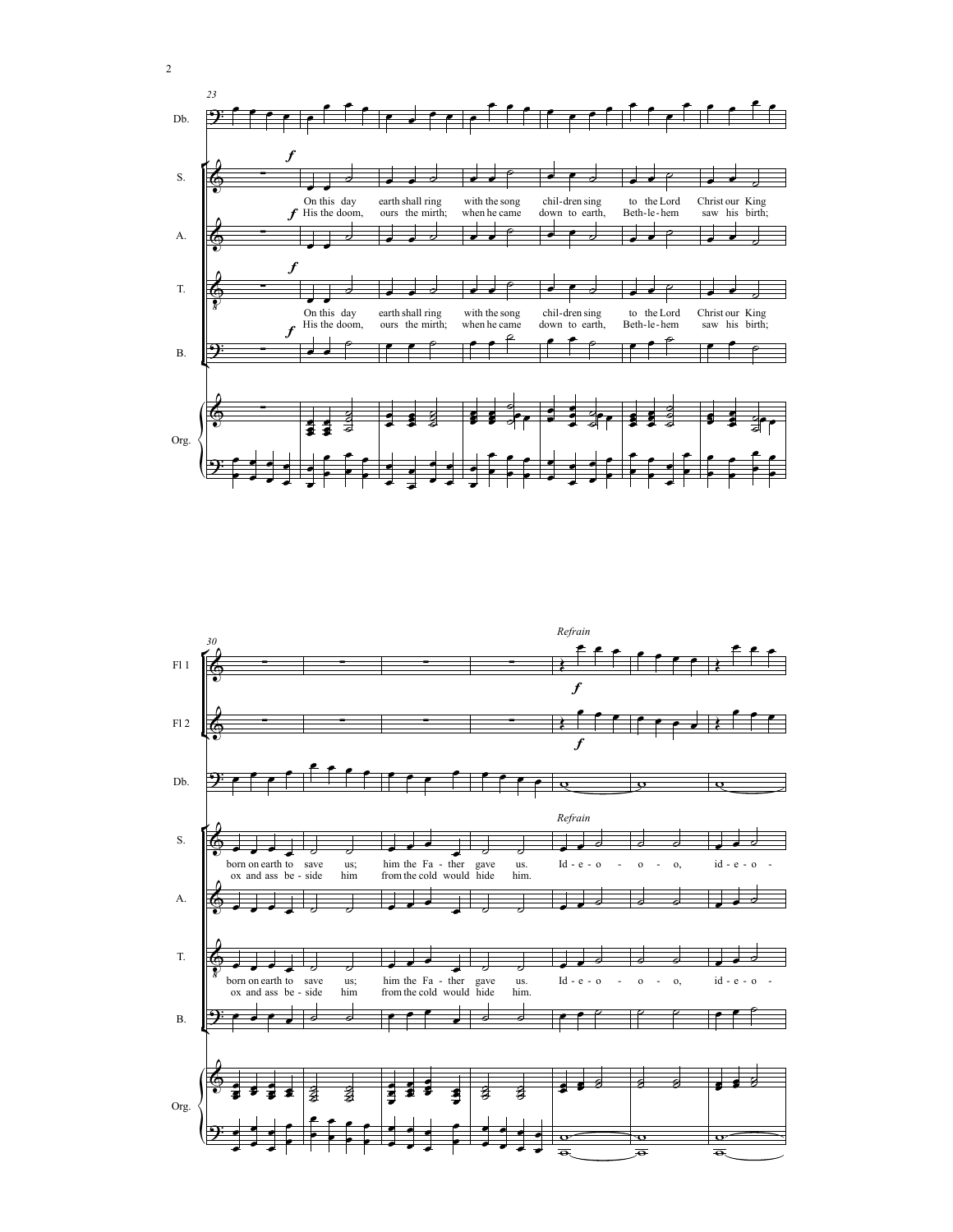*Refrain*

On this day earth shall ring with the song children sing to the Lord Christ our King born on earth to save us; him the Father gave us.

His the doom, ours the mirth; when he came down to earth, Beth-le-hem saw his birth; ox and ass beside him from the cold would hide him.

Id-e-o-o-o, id-e-o-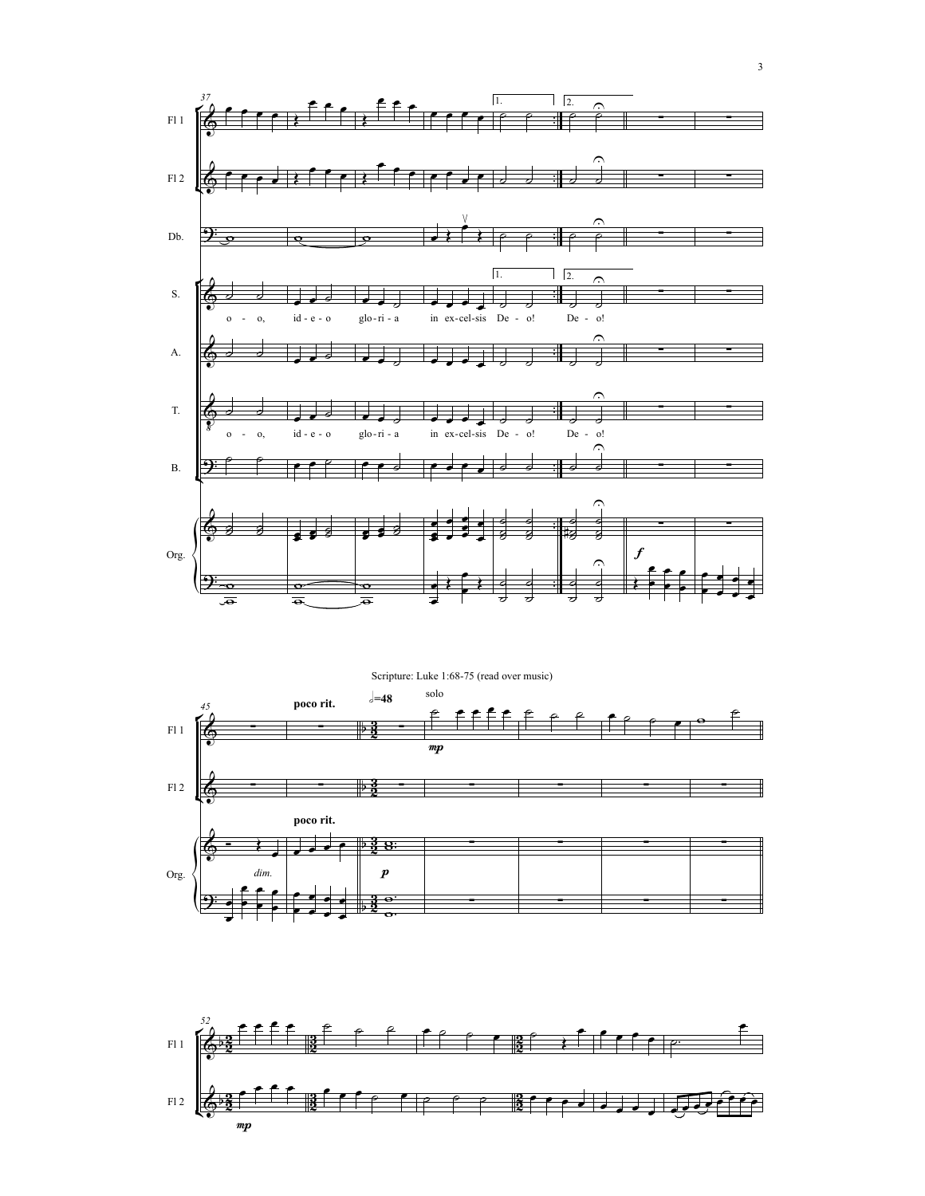Scripture: Luke 1:68-75 (read over music)